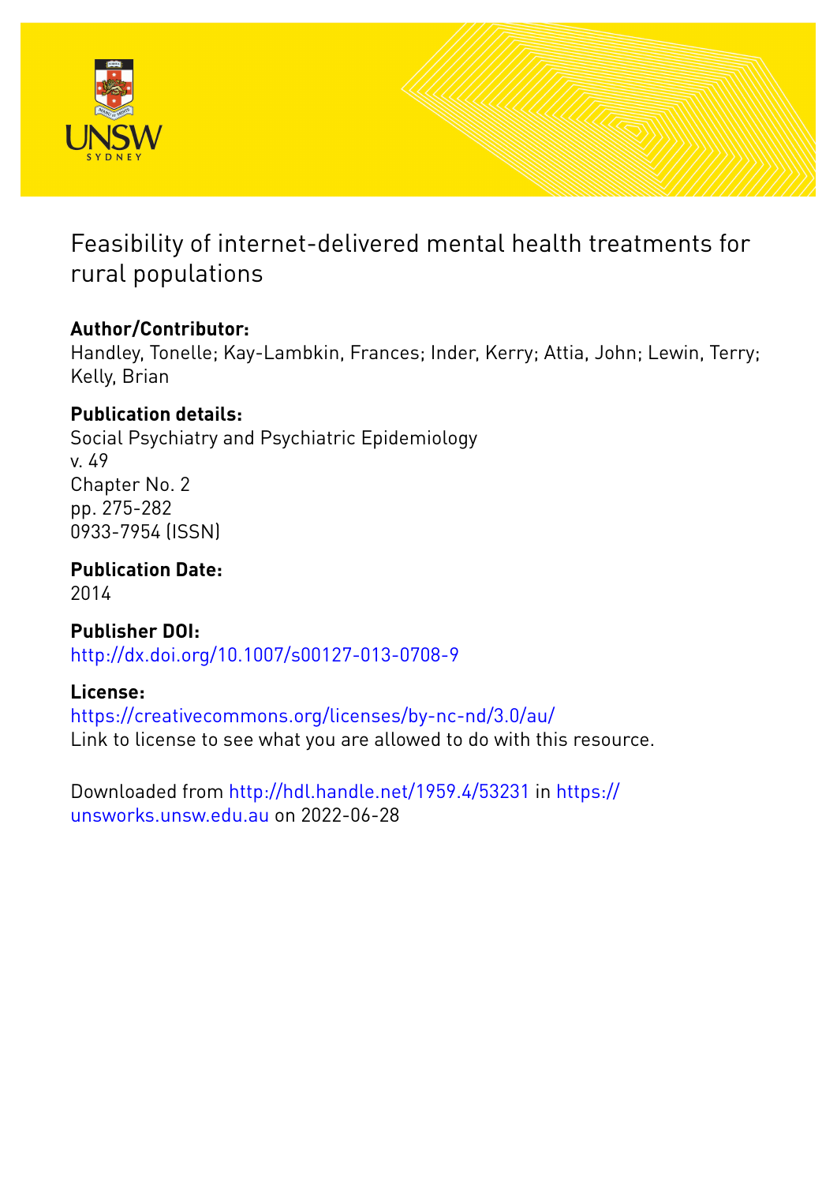# Feasibility of internet-delivered mental health treatments for rural populations

**Author/Contributor:**
Handley, Tonelle; Kay-Lambkin, Frances; Inder, Kerry; Attia, John; Lewin, Terry; Kelly, Brian

**Publication details:**
Social Psychiatry and Psychiatric Epidemiology
v. 49
Chapter No. 2
pp. 275-282
0933-7954 (ISSN)

**Publication Date:**
2014

**Publisher DOI:**
http://dx.doi.org/10.1007/s00127-013-0708-9

**License:**
https://creativecommons.org/licenses/by-nc-nd/3.0/au/
Link to license to see what you are allowed to do with this resource.

Downloaded from http://hdl.handle.net/1959.4/53231 in https://unsworks.unsw.edu.au on 2022-06-28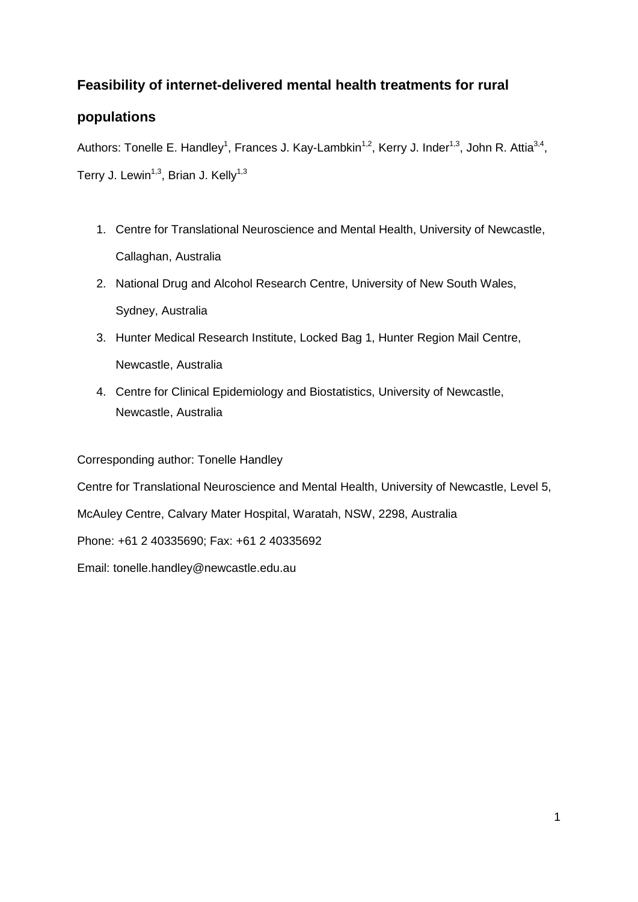## Feasibility of internet-delivered mental health treatments for rural populations

Authors: Tonelle E. Handley[1], Frances J. Kay-Lambkin[1,2], Kerry J. Inder[1,3], John R. Attia[3,4], Terry J. Lewin[1,3], Brian J. Kelly[1,3]

1. Centre for Translational Neuroscience and Mental Health, University of Newcastle, Callaghan, Australia
2. National Drug and Alcohol Research Centre, University of New South Wales, Sydney, Australia
3. Hunter Medical Research Institute, Locked Bag 1, Hunter Region Mail Centre, Newcastle, Australia
4. Centre for Clinical Epidemiology and Biostatistics, University of Newcastle, Newcastle, Australia

Corresponding author: Tonelle Handley

Centre for Translational Neuroscience and Mental Health, University of Newcastle, Level 5, McAuley Centre, Calvary Mater Hospital, Waratah, NSW, 2298, Australia

Phone: +61 2 40335690; Fax: +61 2 40335692

Email: tonelle.handley@newcastle.edu.au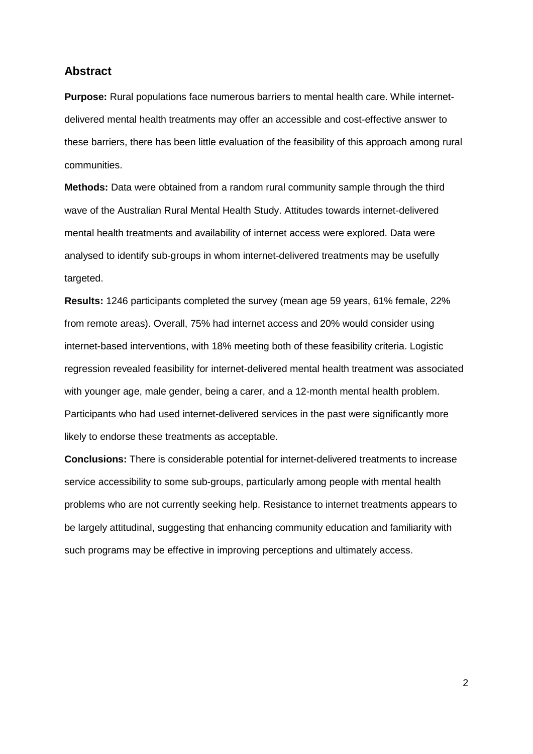## Abstract

**Purpose:** Rural populations face numerous barriers to mental health care. While internet-delivered mental health treatments may offer an accessible and cost-effective answer to these barriers, there has been little evaluation of the feasibility of this approach among rural communities.

**Methods:** Data were obtained from a random rural community sample through the third wave of the Australian Rural Mental Health Study. Attitudes towards internet-delivered mental health treatments and availability of internet access were explored. Data were analysed to identify sub-groups in whom internet-delivered treatments may be usefully targeted.

**Results:** 1246 participants completed the survey (mean age 59 years, 61% female, 22% from remote areas). Overall, 75% had internet access and 20% would consider using internet-based interventions, with 18% meeting both of these feasibility criteria. Logistic regression revealed feasibility for internet-delivered mental health treatment was associated with younger age, male gender, being a carer, and a 12-month mental health problem. Participants who had used internet-delivered services in the past were significantly more likely to endorse these treatments as acceptable.

**Conclusions:** There is considerable potential for internet-delivered treatments to increase service accessibility to some sub-groups, particularly among people with mental health problems who are not currently seeking help. Resistance to internet treatments appears to be largely attitudinal, suggesting that enhancing community education and familiarity with such programs may be effective in improving perceptions and ultimately access.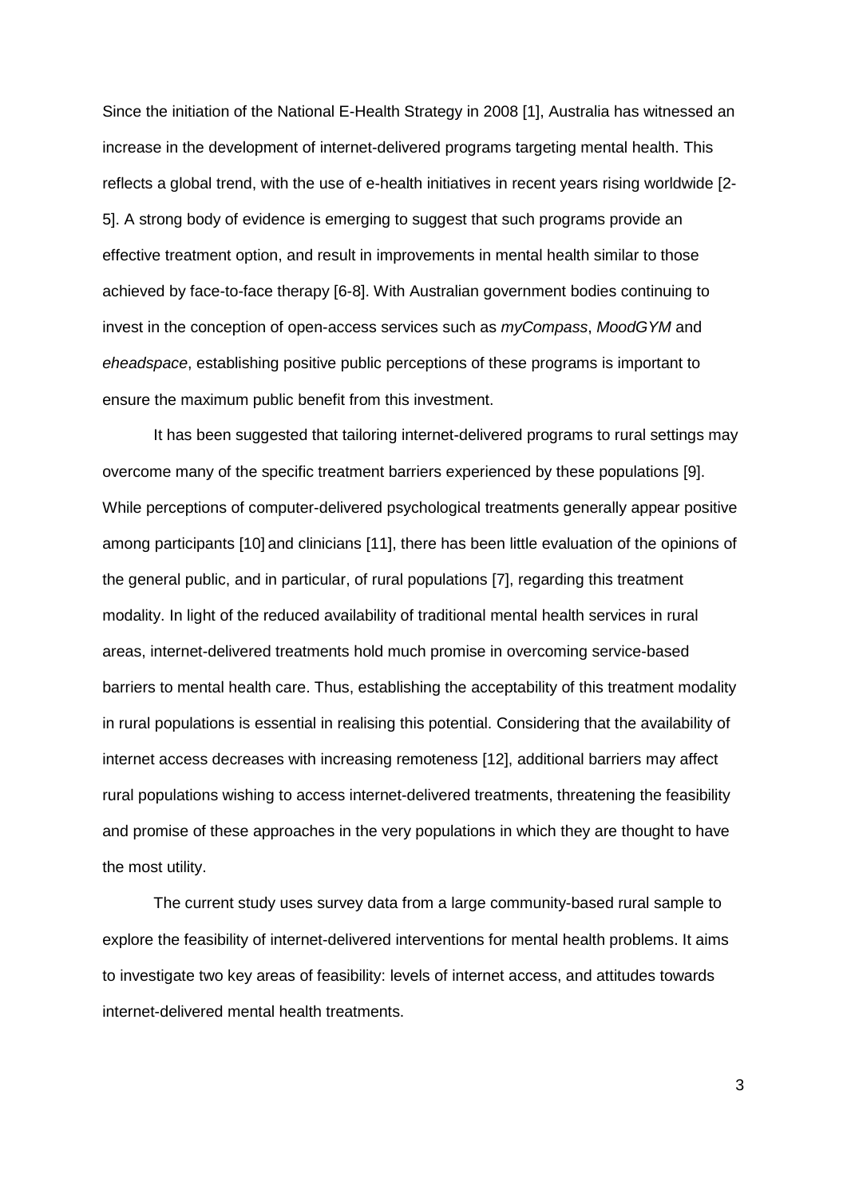Since the initiation of the National E-Health Strategy in 2008 [1], Australia has witnessed an increase in the development of internet-delivered programs targeting mental health. This reflects a global trend, with the use of e-health initiatives in recent years rising worldwide [2-5]. A strong body of evidence is emerging to suggest that such programs provide an effective treatment option, and result in improvements in mental health similar to those achieved by face-to-face therapy [6-8]. With Australian government bodies continuing to invest in the conception of open-access services such as *myCompass*, *MoodGYM* and *eheadspace*, establishing positive public perceptions of these programs is important to ensure the maximum public benefit from this investment.

It has been suggested that tailoring internet-delivered programs to rural settings may overcome many of the specific treatment barriers experienced by these populations [9]. While perceptions of computer-delivered psychological treatments generally appear positive among participants [10] and clinicians [11], there has been little evaluation of the opinions of the general public, and in particular, of rural populations [7], regarding this treatment modality. In light of the reduced availability of traditional mental health services in rural areas, internet-delivered treatments hold much promise in overcoming service-based barriers to mental health care. Thus, establishing the acceptability of this treatment modality in rural populations is essential in realising this potential. Considering that the availability of internet access decreases with increasing remoteness [12], additional barriers may affect rural populations wishing to access internet-delivered treatments, threatening the feasibility and promise of these approaches in the very populations in which they are thought to have the most utility.

The current study uses survey data from a large community-based rural sample to explore the feasibility of internet-delivered interventions for mental health problems. It aims to investigate two key areas of feasibility: levels of internet access, and attitudes towards internet-delivered mental health treatments.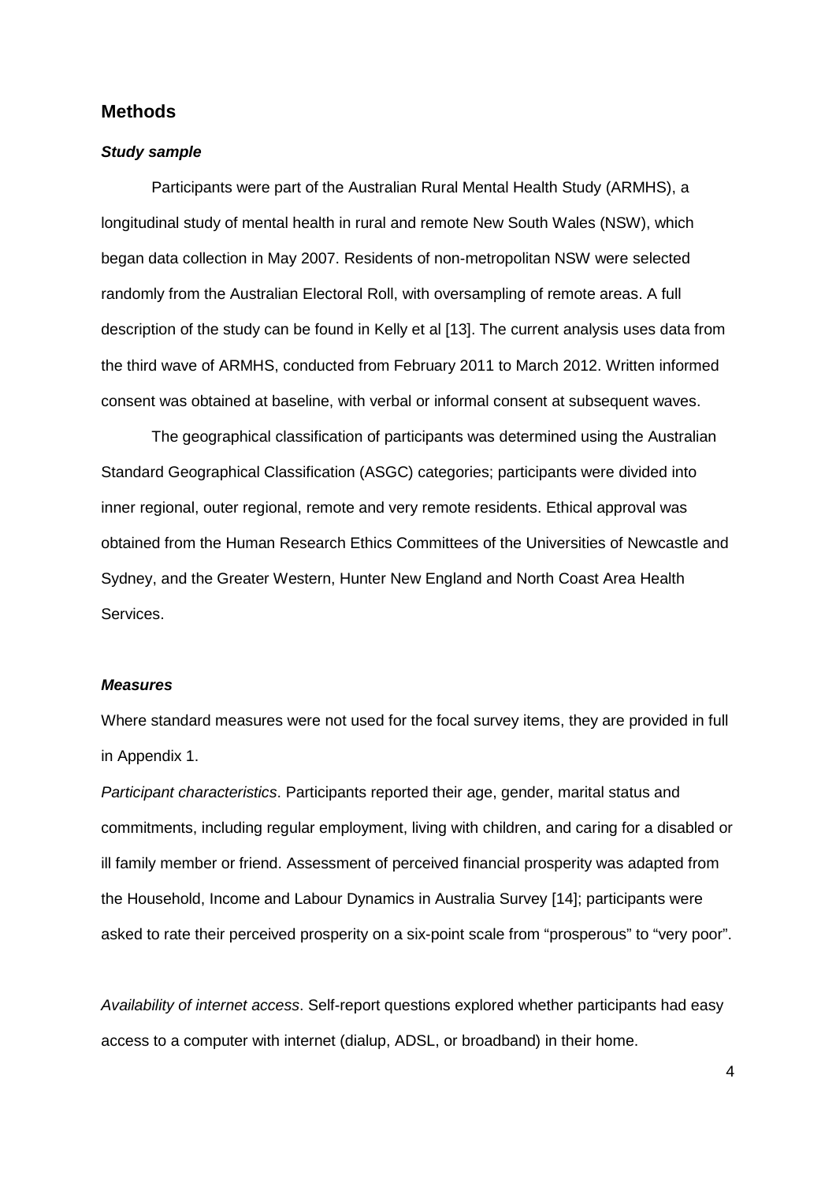## Methods

### *Study sample*

Participants were part of the Australian Rural Mental Health Study (ARMHS), a longitudinal study of mental health in rural and remote New South Wales (NSW), which began data collection in May 2007. Residents of non-metropolitan NSW were selected randomly from the Australian Electoral Roll, with oversampling of remote areas. A full description of the study can be found in Kelly et al [13]. The current analysis uses data from the third wave of ARMHS, conducted from February 2011 to March 2012. Written informed consent was obtained at baseline, with verbal or informal consent at subsequent waves.

The geographical classification of participants was determined using the Australian Standard Geographical Classification (ASGC) categories; participants were divided into inner regional, outer regional, remote and very remote residents. Ethical approval was obtained from the Human Research Ethics Committees of the Universities of Newcastle and Sydney, and the Greater Western, Hunter New England and North Coast Area Health Services.

### *Measures*

Where standard measures were not used for the focal survey items, they are provided in full in Appendix 1.

*Participant characteristics*. Participants reported their age, gender, marital status and commitments, including regular employment, living with children, and caring for a disabled or ill family member or friend. Assessment of perceived financial prosperity was adapted from the Household, Income and Labour Dynamics in Australia Survey [14]; participants were asked to rate their perceived prosperity on a six-point scale from "prosperous" to "very poor".

*Availability of internet access*. Self-report questions explored whether participants had easy access to a computer with internet (dialup, ADSL, or broadband) in their home.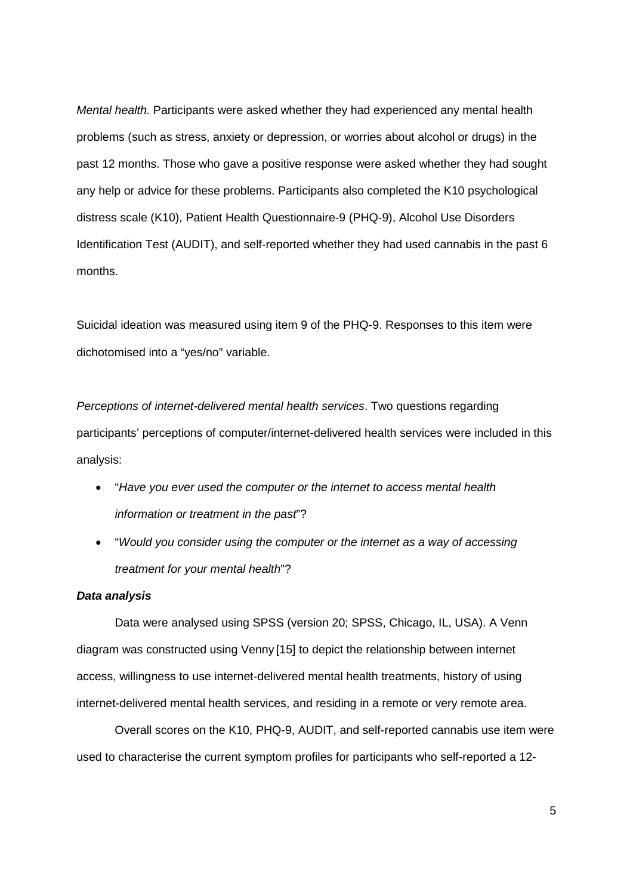*Mental health.* Participants were asked whether they had experienced any mental health problems (such as stress, anxiety or depression, or worries about alcohol or drugs) in the past 12 months. Those who gave a positive response were asked whether they had sought any help or advice for these problems. Participants also completed the K10 psychological distress scale (K10), Patient Health Questionnaire-9 (PHQ-9), Alcohol Use Disorders Identification Test (AUDIT), and self-reported whether they had used cannabis in the past 6 months.

Suicidal ideation was measured using item 9 of the PHQ-9. Responses to this item were dichotomised into a "yes/no" variable.

*Perceptions of internet-delivered mental health services*. Two questions regarding participants' perceptions of computer/internet-delivered health services were included in this analysis:

- "*Have you ever used the computer or the internet to access mental health information or treatment in the past*"?
- "*Would you consider using the computer or the internet as a way of accessing treatment for your mental health*"?

***Data analysis***

Data were analysed using SPSS (version 20; SPSS, Chicago, IL, USA). A Venn diagram was constructed using Venny [15] to depict the relationship between internet access, willingness to use internet-delivered mental health treatments, history of using internet-delivered mental health services, and residing in a remote or very remote area.

Overall scores on the K10, PHQ-9, AUDIT, and self-reported cannabis use item were used to characterise the current symptom profiles for participants who self-reported a 12-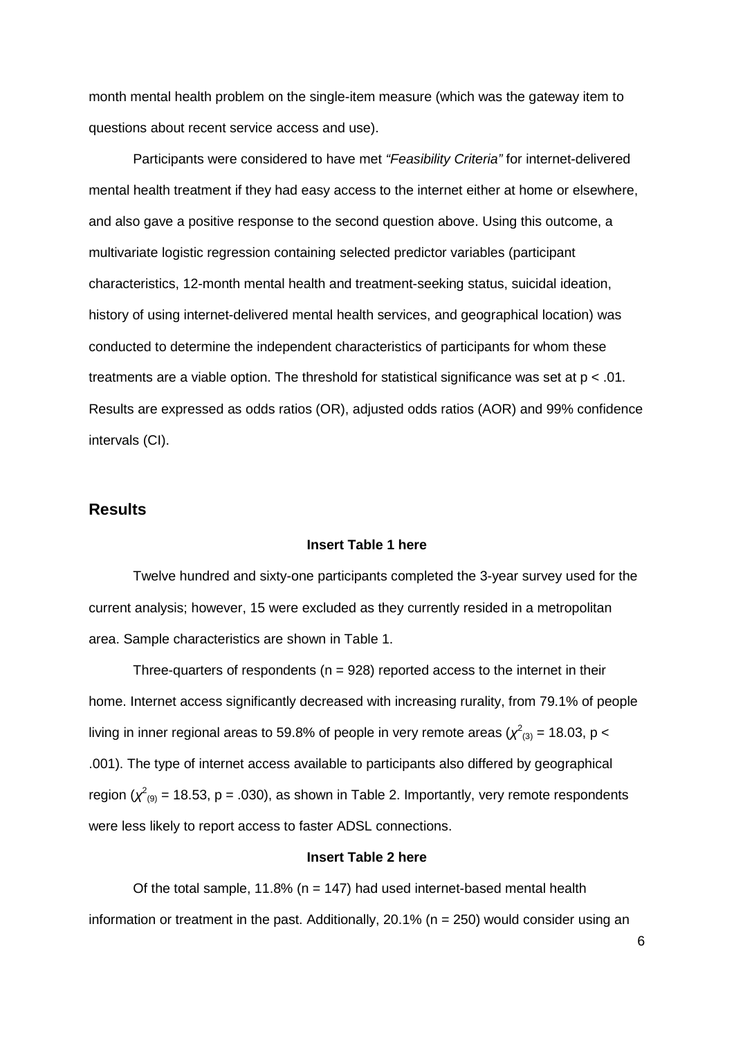month mental health problem on the single-item measure (which was the gateway item to questions about recent service access and use).

Participants were considered to have met *"Feasibility Criteria"* for internet-delivered mental health treatment if they had easy access to the internet either at home or elsewhere, and also gave a positive response to the second question above. Using this outcome, a multivariate logistic regression containing selected predictor variables (participant characteristics, 12-month mental health and treatment-seeking status, suicidal ideation, history of using internet-delivered mental health services, and geographical location) was conducted to determine the independent characteristics of participants for whom these treatments are a viable option. The threshold for statistical significance was set at $p < .01$. Results are expressed as odds ratios (OR), adjusted odds ratios (AOR) and 99% confidence intervals (CI).

## Results

**Insert Table 1 here**

Twelve hundred and sixty-one participants completed the 3-year survey used for the current analysis; however, 15 were excluded as they currently resided in a metropolitan area. Sample characteristics are shown in Table 1.

Three-quarters of respondents (n = 928) reported access to the internet in their home. Internet access significantly decreased with increasing rurality, from 79.1% of people living in inner regional areas to 59.8% of people in very remote areas ($\chi^2_{(3)} = 18.03$, $p < .001$). The type of internet access available to participants also differed by geographical region ($\chi^2_{(9)} = 18.53$, $p = .030$), as shown in Table 2. Importantly, very remote respondents were less likely to report access to faster ADSL connections.

**Insert Table 2 here**

Of the total sample, 11.8% (n = 147) had used internet-based mental health information or treatment in the past. Additionally, 20.1% (n = 250) would consider using an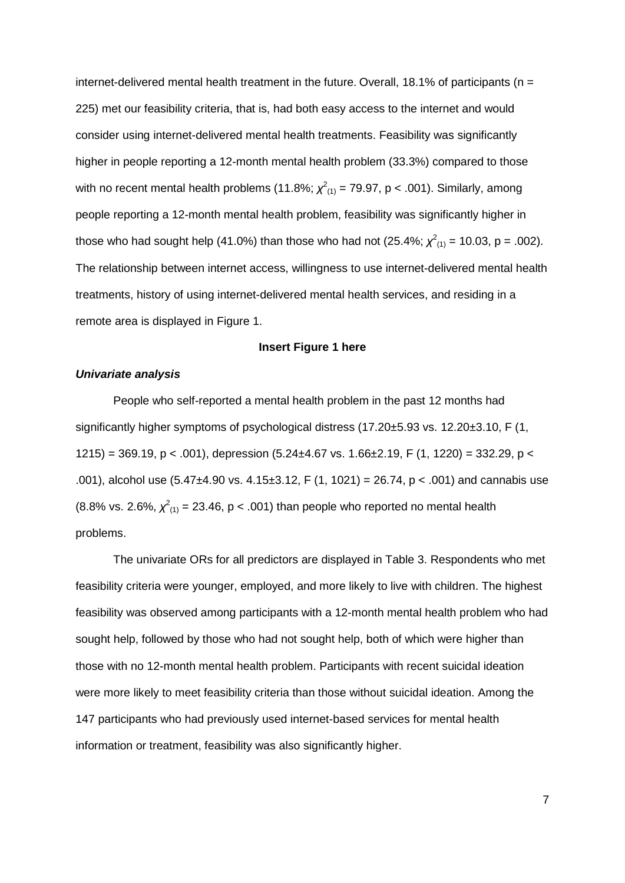internet-delivered mental health treatment in the future. Overall, 18.1% of participants (n = 225) met our feasibility criteria, that is, had both easy access to the internet and would consider using internet-delivered mental health treatments. Feasibility was significantly higher in people reporting a 12-month mental health problem (33.3%) compared to those with no recent mental health problems (11.8%; $\chi^2_{(1)} = 79.97$, $p < .001$). Similarly, among people reporting a 12-month mental health problem, feasibility was significantly higher in those who had sought help (41.0%) than those who had not (25.4%; $\chi^2_{(1)} = 10.03$, $p = .002$). The relationship between internet access, willingness to use internet-delivered mental health treatments, history of using internet-delivered mental health services, and residing in a remote area is displayed in Figure 1.

**Insert Figure 1 here**

***Univariate analysis***

People who self-reported a mental health problem in the past 12 months had significantly higher symptoms of psychological distress (17.20±5.93 vs. 12.20±3.10, $F(1, 1215) = 369.19$, $p < .001$), depression (5.24±4.67 vs. 1.66±2.19, $F(1, 1220) = 332.29$, $p < .001$), alcohol use (5.47±4.90 vs. 4.15±3.12, $F(1, 1021) = 26.74$, $p < .001$) and cannabis use (8.8% vs. 2.6%, $\chi^2_{(1)} = 23.46$, $p < .001$) than people who reported no mental health problems.

The univariate ORs for all predictors are displayed in Table 3. Respondents who met feasibility criteria were younger, employed, and more likely to live with children. The highest feasibility was observed among participants with a 12-month mental health problem who had sought help, followed by those who had not sought help, both of which were higher than those with no 12-month mental health problem. Participants with recent suicidal ideation were more likely to meet feasibility criteria than those without suicidal ideation. Among the 147 participants who had previously used internet-based services for mental health information or treatment, feasibility was also significantly higher.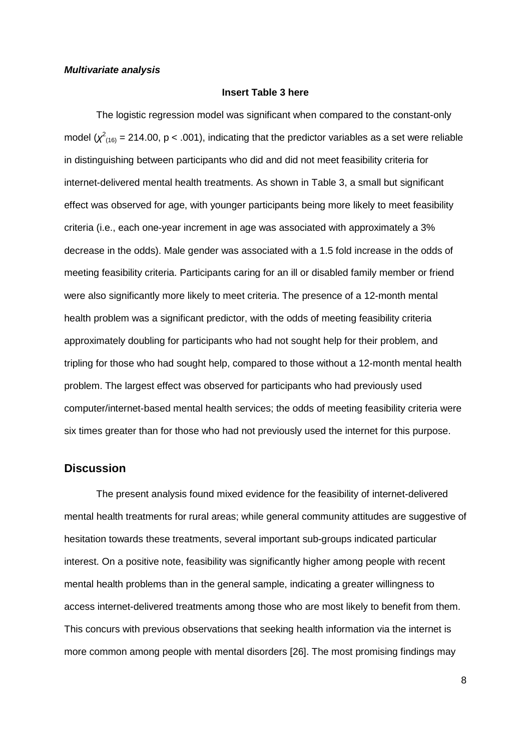***Multivariate analysis***

**Insert Table 3 here**

The logistic regression model was significant when compared to the constant-only model ($\chi^2_{(16)}$ = 214.00, $p < .001$), indicating that the predictor variables as a set were reliable in distinguishing between participants who did and did not meet feasibility criteria for internet-delivered mental health treatments. As shown in Table 3, a small but significant effect was observed for age, with younger participants being more likely to meet feasibility criteria (i.e., each one-year increment in age was associated with approximately a 3% decrease in the odds). Male gender was associated with a 1.5 fold increase in the odds of meeting feasibility criteria. Participants caring for an ill or disabled family member or friend were also significantly more likely to meet criteria. The presence of a 12-month mental health problem was a significant predictor, with the odds of meeting feasibility criteria approximately doubling for participants who had not sought help for their problem, and tripling for those who had sought help, compared to those without a 12-month mental health problem. The largest effect was observed for participants who had previously used computer/internet-based mental health services; the odds of meeting feasibility criteria were six times greater than for those who had not previously used the internet for this purpose.

## Discussion

The present analysis found mixed evidence for the feasibility of internet-delivered mental health treatments for rural areas; while general community attitudes are suggestive of hesitation towards these treatments, several important sub-groups indicated particular interest. On a positive note, feasibility was significantly higher among people with recent mental health problems than in the general sample, indicating a greater willingness to access internet-delivered treatments among those who are most likely to benefit from them. This concurs with previous observations that seeking health information via the internet is more common among people with mental disorders [26]. The most promising findings may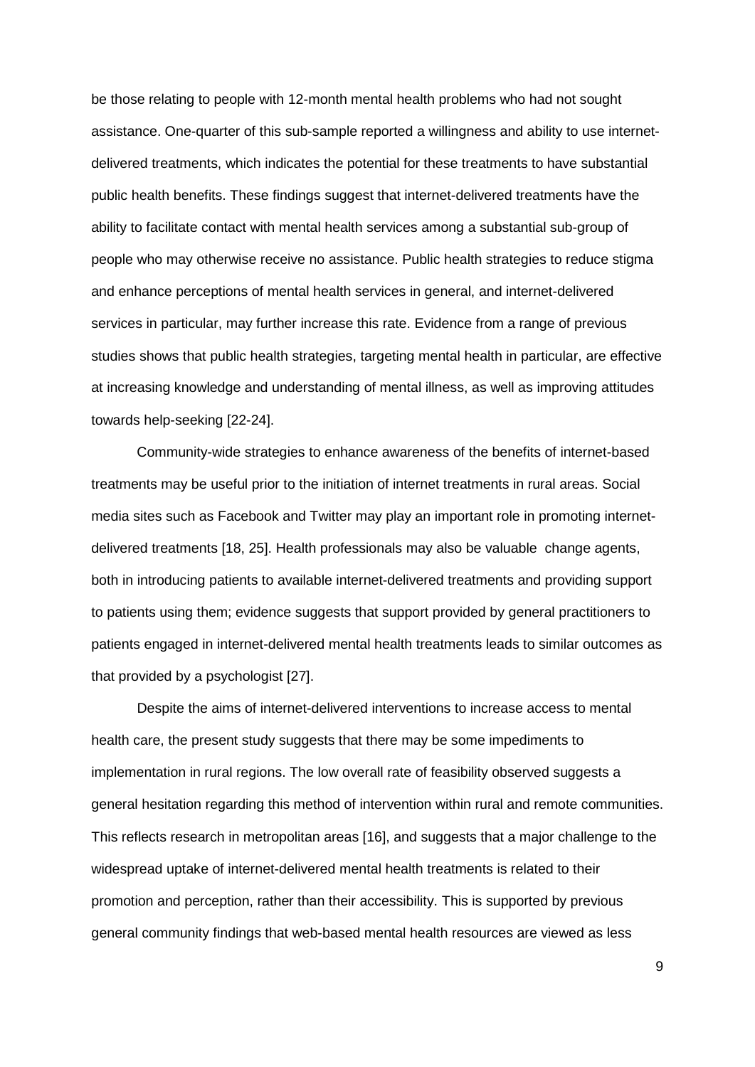be those relating to people with 12-month mental health problems who had not sought assistance. One-quarter of this sub-sample reported a willingness and ability to use internet-delivered treatments, which indicates the potential for these treatments to have substantial public health benefits. These findings suggest that internet-delivered treatments have the ability to facilitate contact with mental health services among a substantial sub-group of people who may otherwise receive no assistance. Public health strategies to reduce stigma and enhance perceptions of mental health services in general, and internet-delivered services in particular, may further increase this rate. Evidence from a range of previous studies shows that public health strategies, targeting mental health in particular, are effective at increasing knowledge and understanding of mental illness, as well as improving attitudes towards help-seeking [22-24].

Community-wide strategies to enhance awareness of the benefits of internet-based treatments may be useful prior to the initiation of internet treatments in rural areas. Social media sites such as Facebook and Twitter may play an important role in promoting internet-delivered treatments [18, 25]. Health professionals may also be valuable change agents, both in introducing patients to available internet-delivered treatments and providing support to patients using them; evidence suggests that support provided by general practitioners to patients engaged in internet-delivered mental health treatments leads to similar outcomes as that provided by a psychologist [27].

Despite the aims of internet-delivered interventions to increase access to mental health care, the present study suggests that there may be some impediments to implementation in rural regions. The low overall rate of feasibility observed suggests a general hesitation regarding this method of intervention within rural and remote communities. This reflects research in metropolitan areas [16], and suggests that a major challenge to the widespread uptake of internet-delivered mental health treatments is related to their promotion and perception, rather than their accessibility. This is supported by previous general community findings that web-based mental health resources are viewed as less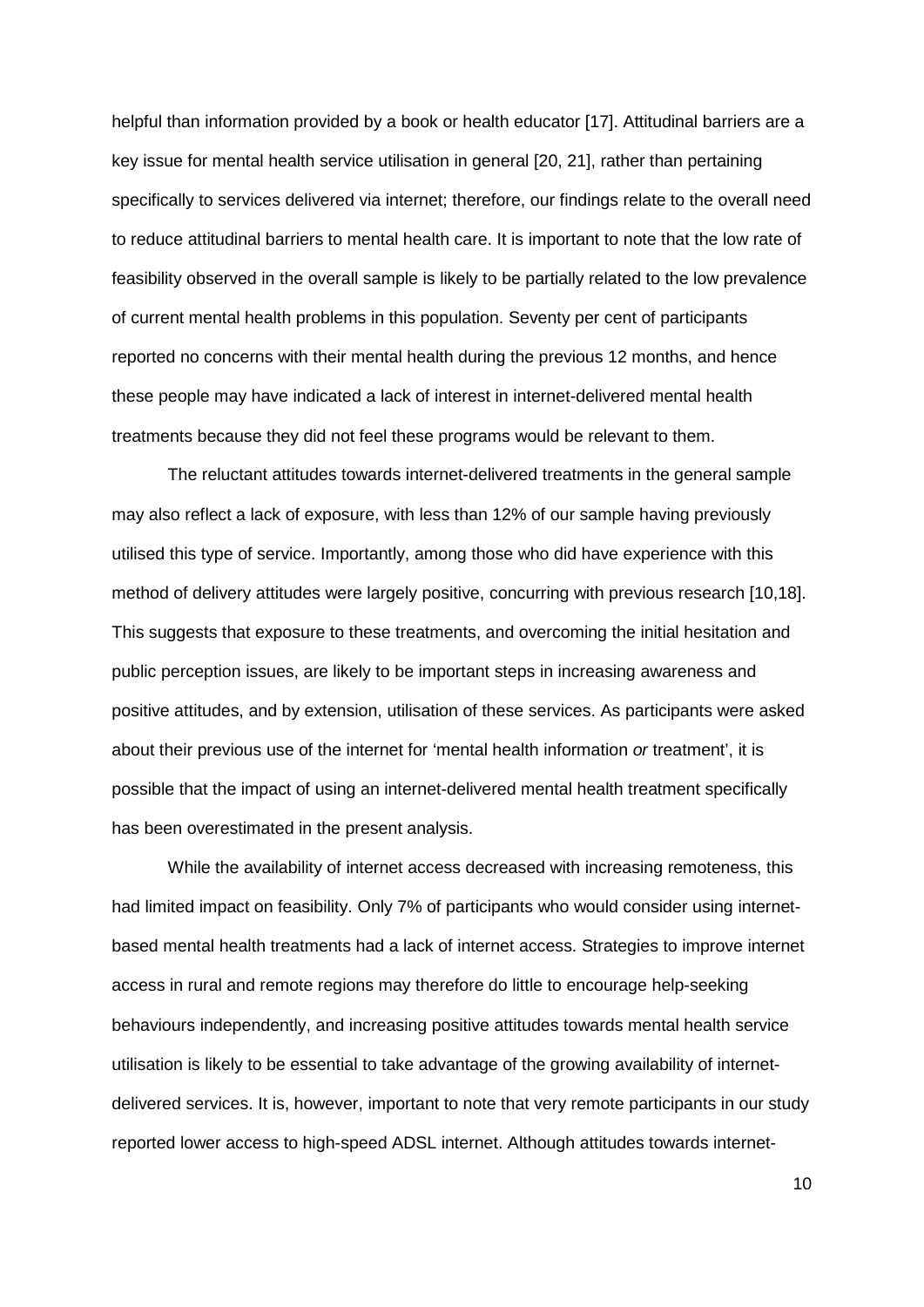helpful than information provided by a book or health educator [17]. Attitudinal barriers are a key issue for mental health service utilisation in general [20, 21], rather than pertaining specifically to services delivered via internet; therefore, our findings relate to the overall need to reduce attitudinal barriers to mental health care. It is important to note that the low rate of feasibility observed in the overall sample is likely to be partially related to the low prevalence of current mental health problems in this population. Seventy per cent of participants reported no concerns with their mental health during the previous 12 months, and hence these people may have indicated a lack of interest in internet-delivered mental health treatments because they did not feel these programs would be relevant to them.

The reluctant attitudes towards internet-delivered treatments in the general sample may also reflect a lack of exposure, with less than 12% of our sample having previously utilised this type of service. Importantly, among those who did have experience with this method of delivery attitudes were largely positive, concurring with previous research [10,18]. This suggests that exposure to these treatments, and overcoming the initial hesitation and public perception issues, are likely to be important steps in increasing awareness and positive attitudes, and by extension, utilisation of these services. As participants were asked about their previous use of the internet for 'mental health information *or* treatment', it is possible that the impact of using an internet-delivered mental health treatment specifically has been overestimated in the present analysis.

While the availability of internet access decreased with increasing remoteness, this had limited impact on feasibility. Only 7% of participants who would consider using internet-based mental health treatments had a lack of internet access. Strategies to improve internet access in rural and remote regions may therefore do little to encourage help-seeking behaviours independently, and increasing positive attitudes towards mental health service utilisation is likely to be essential to take advantage of the growing availability of internet-delivered services. It is, however, important to note that very remote participants in our study reported lower access to high-speed ADSL internet. Although attitudes towards internet-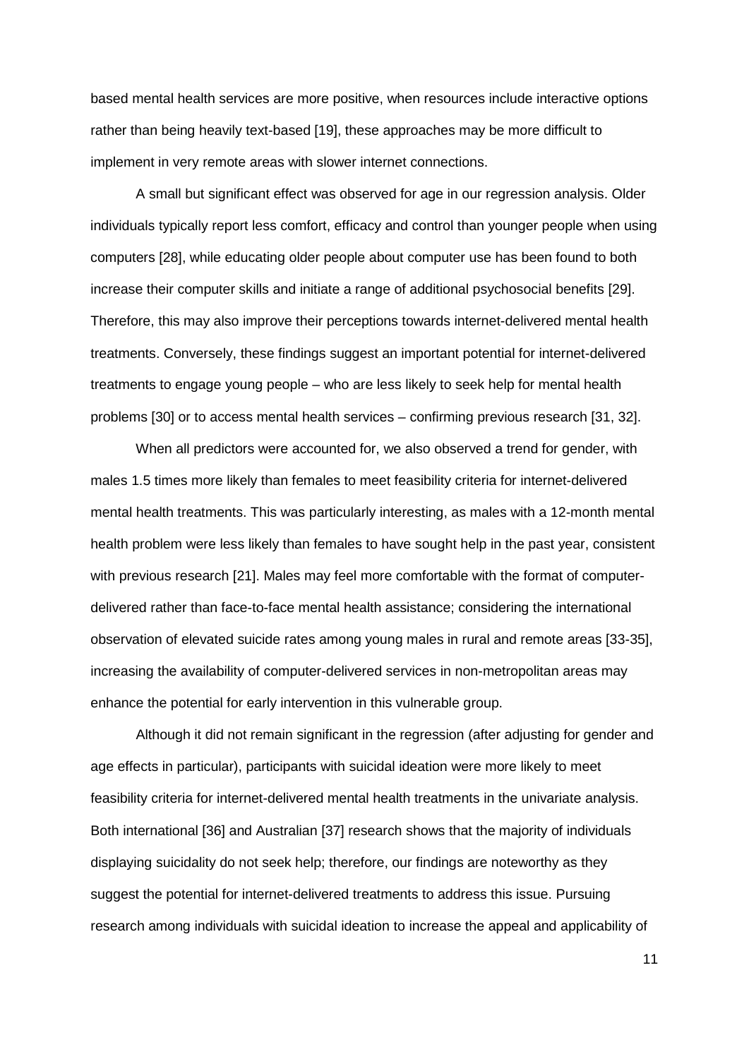based mental health services are more positive, when resources include interactive options rather than being heavily text-based [19], these approaches may be more difficult to implement in very remote areas with slower internet connections.

A small but significant effect was observed for age in our regression analysis. Older individuals typically report less comfort, efficacy and control than younger people when using computers [28], while educating older people about computer use has been found to both increase their computer skills and initiate a range of additional psychosocial benefits [29]. Therefore, this may also improve their perceptions towards internet-delivered mental health treatments. Conversely, these findings suggest an important potential for internet-delivered treatments to engage young people – who are less likely to seek help for mental health problems [30] or to access mental health services – confirming previous research [31, 32].

When all predictors were accounted for, we also observed a trend for gender, with males 1.5 times more likely than females to meet feasibility criteria for internet-delivered mental health treatments. This was particularly interesting, as males with a 12-month mental health problem were less likely than females to have sought help in the past year, consistent with previous research [21]. Males may feel more comfortable with the format of computer-delivered rather than face-to-face mental health assistance; considering the international observation of elevated suicide rates among young males in rural and remote areas [33-35], increasing the availability of computer-delivered services in non-metropolitan areas may enhance the potential for early intervention in this vulnerable group.

Although it did not remain significant in the regression (after adjusting for gender and age effects in particular), participants with suicidal ideation were more likely to meet feasibility criteria for internet-delivered mental health treatments in the univariate analysis. Both international [36] and Australian [37] research shows that the majority of individuals displaying suicidality do not seek help; therefore, our findings are noteworthy as they suggest the potential for internet-delivered treatments to address this issue. Pursuing research among individuals with suicidal ideation to increase the appeal and applicability of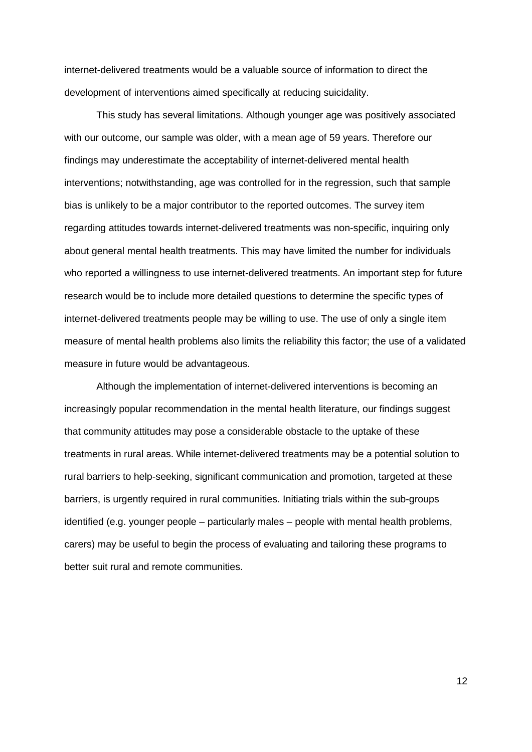internet-delivered treatments would be a valuable source of information to direct the development of interventions aimed specifically at reducing suicidality.

This study has several limitations. Although younger age was positively associated with our outcome, our sample was older, with a mean age of 59 years. Therefore our findings may underestimate the acceptability of internet-delivered mental health interventions; notwithstanding, age was controlled for in the regression, such that sample bias is unlikely to be a major contributor to the reported outcomes. The survey item regarding attitudes towards internet-delivered treatments was non-specific, inquiring only about general mental health treatments. This may have limited the number for individuals who reported a willingness to use internet-delivered treatments. An important step for future research would be to include more detailed questions to determine the specific types of internet-delivered treatments people may be willing to use. The use of only a single item measure of mental health problems also limits the reliability this factor; the use of a validated measure in future would be advantageous.

Although the implementation of internet-delivered interventions is becoming an increasingly popular recommendation in the mental health literature, our findings suggest that community attitudes may pose a considerable obstacle to the uptake of these treatments in rural areas. While internet-delivered treatments may be a potential solution to rural barriers to help-seeking, significant communication and promotion, targeted at these barriers, is urgently required in rural communities. Initiating trials within the sub-groups identified (e.g. younger people – particularly males – people with mental health problems, carers) may be useful to begin the process of evaluating and tailoring these programs to better suit rural and remote communities.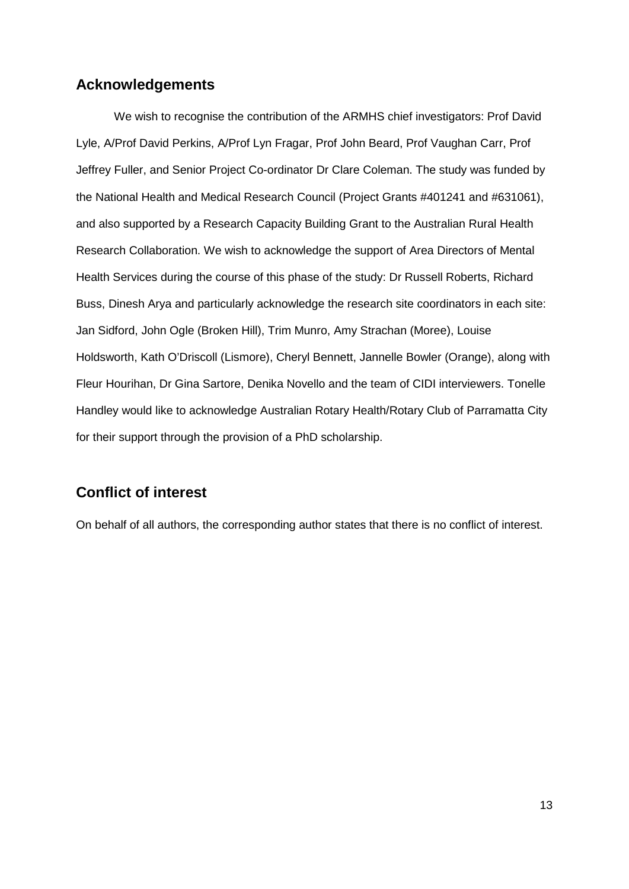## Acknowledgements

We wish to recognise the contribution of the ARMHS chief investigators: Prof David Lyle, A/Prof David Perkins, A/Prof Lyn Fragar, Prof John Beard, Prof Vaughan Carr, Prof Jeffrey Fuller, and Senior Project Co-ordinator Dr Clare Coleman. The study was funded by the National Health and Medical Research Council (Project Grants #401241 and #631061), and also supported by a Research Capacity Building Grant to the Australian Rural Health Research Collaboration. We wish to acknowledge the support of Area Directors of Mental Health Services during the course of this phase of the study: Dr Russell Roberts, Richard Buss, Dinesh Arya and particularly acknowledge the research site coordinators in each site: Jan Sidford, John Ogle (Broken Hill), Trim Munro, Amy Strachan (Moree), Louise Holdsworth, Kath O'Driscoll (Lismore), Cheryl Bennett, Jannelle Bowler (Orange), along with Fleur Hourihan, Dr Gina Sartore, Denika Novello and the team of CIDI interviewers. Tonelle Handley would like to acknowledge Australian Rotary Health/Rotary Club of Parramatta City for their support through the provision of a PhD scholarship.

## Conflict of interest

On behalf of all authors, the corresponding author states that there is no conflict of interest.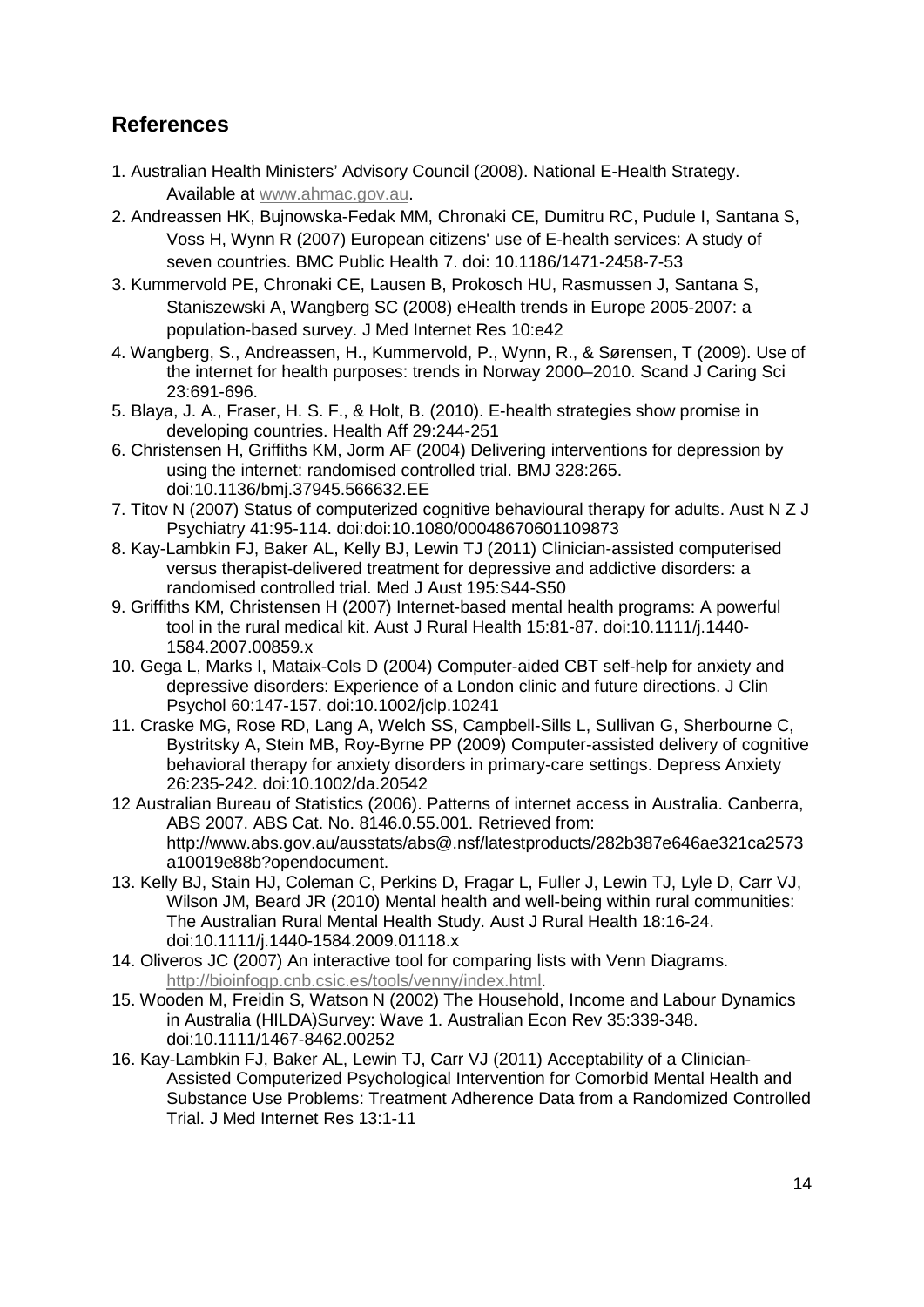## References

1. Australian Health Ministers' Advisory Council (2008). National E-Health Strategy. Available at www.ahmac.gov.au.
2. Andreassen HK, Bujnowska-Fedak MM, Chronaki CE, Dumitru RC, Pudule I, Santana S, Voss H, Wynn R (2007) European citizens' use of E-health services: A study of seven countries. BMC Public Health 7. doi: 10.1186/1471-2458-7-53
3. Kummervold PE, Chronaki CE, Lausen B, Prokosch HU, Rasmussen J, Santana S, Staniszewski A, Wangberg SC (2008) eHealth trends in Europe 2005-2007: a population-based survey. J Med Internet Res 10:e42
4. Wangberg, S., Andreassen, H., Kummervold, P., Wynn, R., & Sørensen, T (2009). Use of the internet for health purposes: trends in Norway 2000–2010. Scand J Caring Sci 23:691-696.
5. Blaya, J. A., Fraser, H. S. F., & Holt, B. (2010). E-health strategies show promise in developing countries. Health Aff 29:244-251
6. Christensen H, Griffiths KM, Jorm AF (2004) Delivering interventions for depression by using the internet: randomised controlled trial. BMJ 328:265. doi:10.1136/bmj.37945.566632.EE
7. Titov N (2007) Status of computerized cognitive behavioural therapy for adults. Aust N Z J Psychiatry 41:95-114. doi:doi:10.1080/00048670601109873
8. Kay-Lambkin FJ, Baker AL, Kelly BJ, Lewin TJ (2011) Clinician-assisted computerised versus therapist-delivered treatment for depressive and addictive disorders: a randomised controlled trial. Med J Aust 195:S44-S50
9. Griffiths KM, Christensen H (2007) Internet-based mental health programs: A powerful tool in the rural medical kit. Aust J Rural Health 15:81-87. doi:10.1111/j.1440-1584.2007.00859.x
10. Gega L, Marks I, Mataix-Cols D (2004) Computer-aided CBT self-help for anxiety and depressive disorders: Experience of a London clinic and future directions. J Clin Psychol 60:147-157. doi:10.1002/jclp.10241
11. Craske MG, Rose RD, Lang A, Welch SS, Campbell-Sills L, Sullivan G, Sherbourne C, Bystritsky A, Stein MB, Roy-Byrne PP (2009) Computer-assisted delivery of cognitive behavioral therapy for anxiety disorders in primary-care settings. Depress Anxiety 26:235-242. doi:10.1002/da.20542
12 Australian Bureau of Statistics (2006). Patterns of internet access in Australia. Canberra, ABS 2007. ABS Cat. No. 8146.0.55.001. Retrieved from: http://www.abs.gov.au/ausstats/abs@.nsf/latestproducts/282b387e646ae321ca2573a10019e88b?opendocument.
13. Kelly BJ, Stain HJ, Coleman C, Perkins D, Fragar L, Fuller J, Lewin TJ, Lyle D, Carr VJ, Wilson JM, Beard JR (2010) Mental health and well-being within rural communities: The Australian Rural Mental Health Study. Aust J Rural Health 18:16-24. doi:10.1111/j.1440-1584.2009.01118.x
14. Oliveros JC (2007) An interactive tool for comparing lists with Venn Diagrams. http://bioinfogp.cnb.csic.es/tools/venny/index.html.
15. Wooden M, Freidin S, Watson N (2002) The Household, Income and Labour Dynamics in Australia (HILDA)Survey: Wave 1. Australian Econ Rev 35:339-348. doi:10.1111/1467-8462.00252
16. Kay-Lambkin FJ, Baker AL, Lewin TJ, Carr VJ (2011) Acceptability of a Clinician-Assisted Computerized Psychological Intervention for Comorbid Mental Health and Substance Use Problems: Treatment Adherence Data from a Randomized Controlled Trial. J Med Internet Res 13:1-11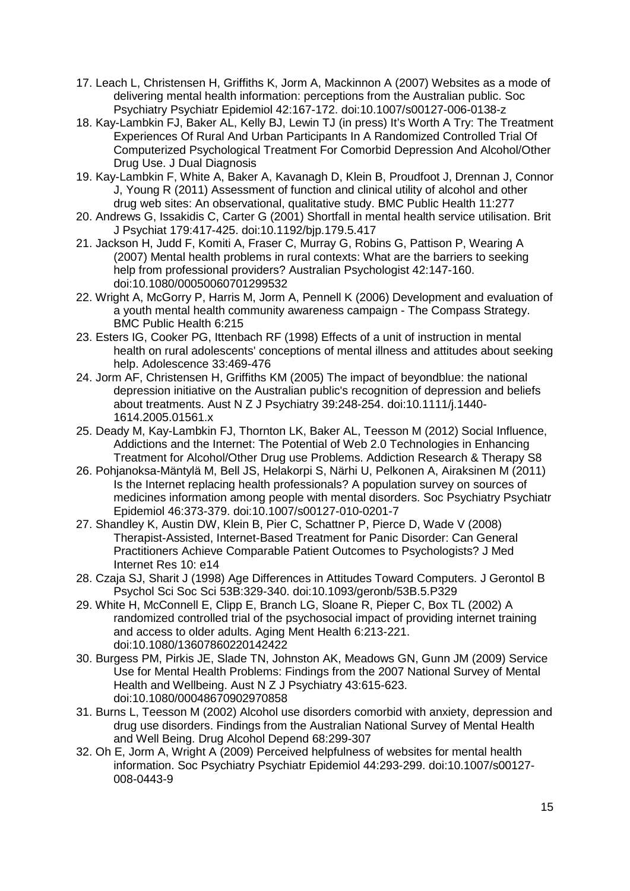17. Leach L, Christensen H, Griffiths K, Jorm A, Mackinnon A (2007) Websites as a mode of delivering mental health information: perceptions from the Australian public. Soc Psychiatry Psychiatr Epidemiol 42:167-172. doi:10.1007/s00127-006-0138-z
18. Kay-Lambkin FJ, Baker AL, Kelly BJ, Lewin TJ (in press) It's Worth A Try: The Treatment Experiences Of Rural And Urban Participants In A Randomized Controlled Trial Of Computerized Psychological Treatment For Comorbid Depression And Alcohol/Other Drug Use. J Dual Diagnosis
19. Kay-Lambkin F, White A, Baker A, Kavanagh D, Klein B, Proudfoot J, Drennan J, Connor J, Young R (2011) Assessment of function and clinical utility of alcohol and other drug web sites: An observational, qualitative study. BMC Public Health 11:277
20. Andrews G, Issakidis C, Carter G (2001) Shortfall in mental health service utilisation. Brit J Psychiat 179:417-425. doi:10.1192/bjp.179.5.417
21. Jackson H, Judd F, Komiti A, Fraser C, Murray G, Robins G, Pattison P, Wearing A (2007) Mental health problems in rural contexts: What are the barriers to seeking help from professional providers? Australian Psychologist 42:147-160. doi:10.1080/00050060701299532
22. Wright A, McGorry P, Harris M, Jorm A, Pennell K (2006) Development and evaluation of a youth mental health community awareness campaign - The Compass Strategy. BMC Public Health 6:215
23. Esters IG, Cooker PG, Ittenbach RF (1998) Effects of a unit of instruction in mental health on rural adolescents' conceptions of mental illness and attitudes about seeking help. Adolescence 33:469-476
24. Jorm AF, Christensen H, Griffiths KM (2005) The impact of beyondblue: the national depression initiative on the Australian public's recognition of depression and beliefs about treatments. Aust N Z J Psychiatry 39:248-254. doi:10.1111/j.1440-1614.2005.01561.x
25. Deady M, Kay-Lambkin FJ, Thornton LK, Baker AL, Teesson M (2012) Social Influence, Addictions and the Internet: The Potential of Web 2.0 Technologies in Enhancing Treatment for Alcohol/Other Drug use Problems. Addiction Research & Therapy S8
26. Pohjanoksa-Mäntylä M, Bell JS, Helakorpi S, Närhi U, Pelkonen A, Airaksinen M (2011) Is the Internet replacing health professionals? A population survey on sources of medicines information among people with mental disorders. Soc Psychiatry Psychiatr Epidemiol 46:373-379. doi:10.1007/s00127-010-0201-7
27. Shandley K, Austin DW, Klein B, Pier C, Schattner P, Pierce D, Wade V (2008) Therapist-Assisted, Internet-Based Treatment for Panic Disorder: Can General Practitioners Achieve Comparable Patient Outcomes to Psychologists? J Med Internet Res 10: e14
28. Czaja SJ, Sharit J (1998) Age Differences in Attitudes Toward Computers. J Gerontol B Psychol Sci Soc Sci 53B:329-340. doi:10.1093/geronb/53B.5.P329
29. White H, McConnell E, Clipp E, Branch LG, Sloane R, Pieper C, Box TL (2002) A randomized controlled trial of the psychosocial impact of providing internet training and access to older adults. Aging Ment Health 6:213-221. doi:10.1080/13607860220142422
30. Burgess PM, Pirkis JE, Slade TN, Johnston AK, Meadows GN, Gunn JM (2009) Service Use for Mental Health Problems: Findings from the 2007 National Survey of Mental Health and Wellbeing. Aust N Z J Psychiatry 43:615-623. doi:10.1080/00048670902970858
31. Burns L, Teesson M (2002) Alcohol use disorders comorbid with anxiety, depression and drug use disorders. Findings from the Australian National Survey of Mental Health and Well Being. Drug Alcohol Depend 68:299-307
32. Oh E, Jorm A, Wright A (2009) Perceived helpfulness of websites for mental health information. Soc Psychiatry Psychiatr Epidemiol 44:293-299. doi:10.1007/s00127-008-0443-9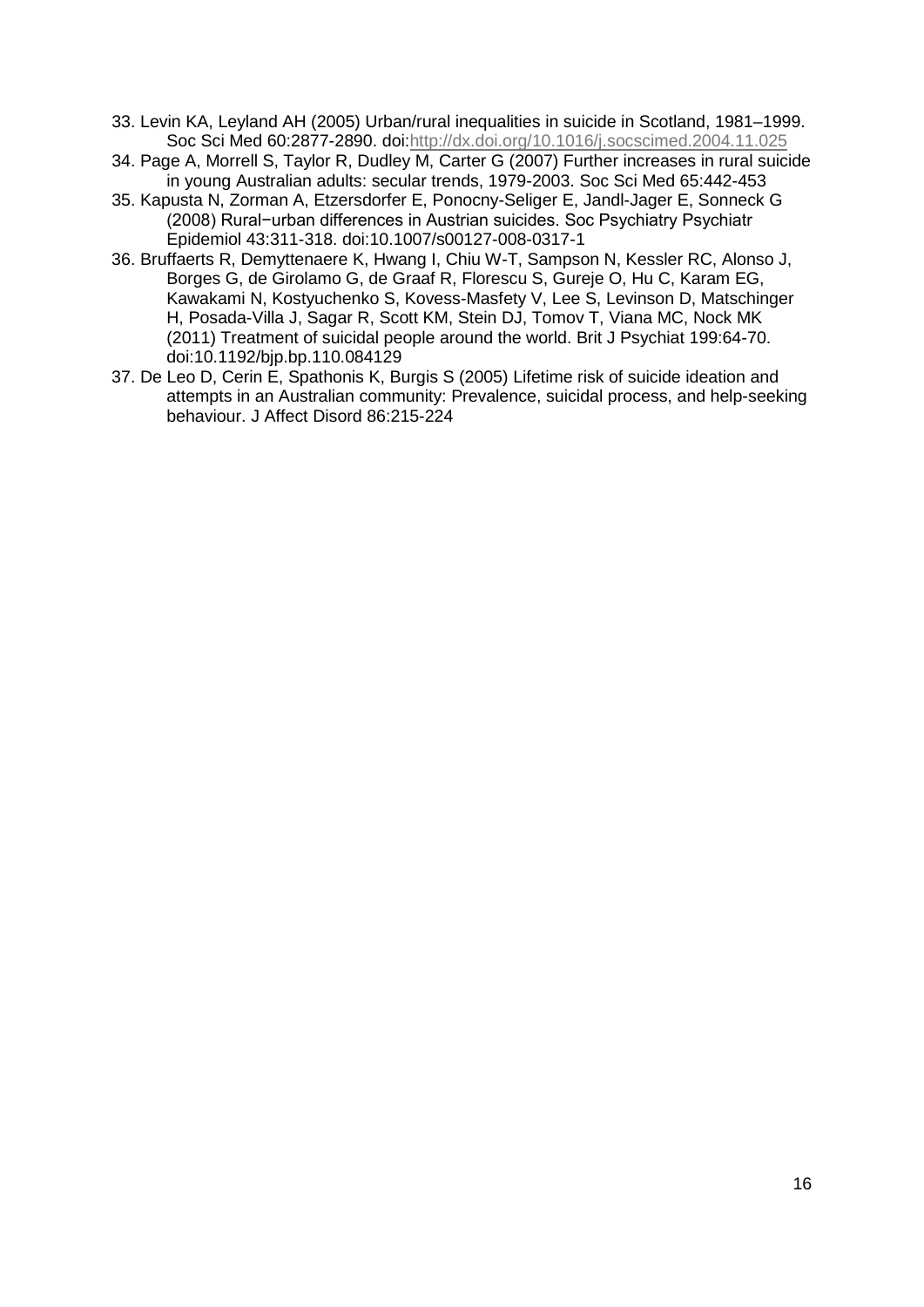33. Levin KA, Leyland AH (2005) Urban/rural inequalities in suicide in Scotland, 1981–1999. Soc Sci Med 60:2877-2890. doi:http://dx.doi.org/10.1016/j.socscimed.2004.11.025
34. Page A, Morrell S, Taylor R, Dudley M, Carter G (2007) Further increases in rural suicide in young Australian adults: secular trends, 1979-2003. Soc Sci Med 65:442-453
35. Kapusta N, Zorman A, Etzersdorfer E, Ponocny-Seliger E, Jandl-Jager E, Sonneck G (2008) Rural−urban differences in Austrian suicides. Soc Psychiatry Psychiatr Epidemiol 43:311-318. doi:10.1007/s00127-008-0317-1
36. Bruffaerts R, Demyttenaere K, Hwang I, Chiu W-T, Sampson N, Kessler RC, Alonso J, Borges G, de Girolamo G, de Graaf R, Florescu S, Gureje O, Hu C, Karam EG, Kawakami N, Kostyuchenko S, Kovess-Masfety V, Lee S, Levinson D, Matschinger H, Posada-Villa J, Sagar R, Scott KM, Stein DJ, Tomov T, Viana MC, Nock MK (2011) Treatment of suicidal people around the world. Brit J Psychiat 199:64-70. doi:10.1192/bjp.bp.110.084129
37. De Leo D, Cerin E, Spathonis K, Burgis S (2005) Lifetime risk of suicide ideation and attempts in an Australian community: Prevalence, suicidal process, and help-seeking behaviour. J Affect Disord 86:215-224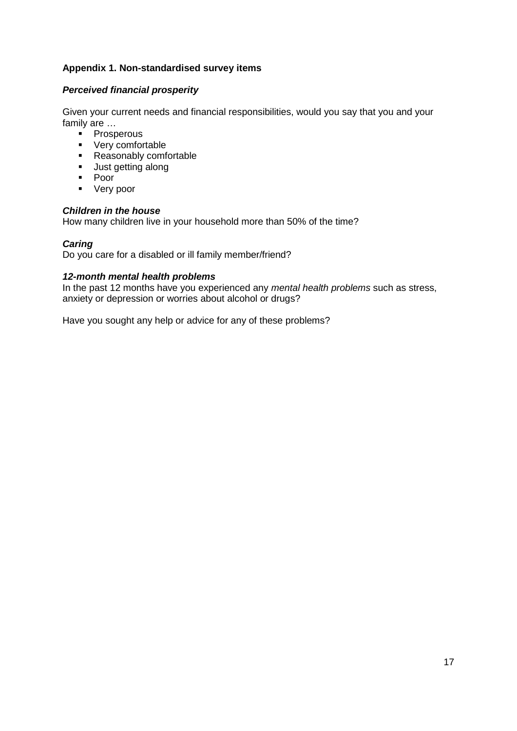## Appendix 1. Non-standardised survey items

### ***Perceived financial prosperity***

Given your current needs and financial responsibilities, would you say that you and your family are …

- Prosperous
- Very comfortable
- Reasonably comfortable
- Just getting along
- Poor
- Very poor

### ***Children in the house***

How many children live in your household more than 50% of the time?

### ***Caring***

Do you care for a disabled or ill family member/friend?

### ***12-month mental health problems***

In the past 12 months have you experienced any *mental health problems* such as stress, anxiety or depression or worries about alcohol or drugs?

Have you sought any help or advice for any of these problems?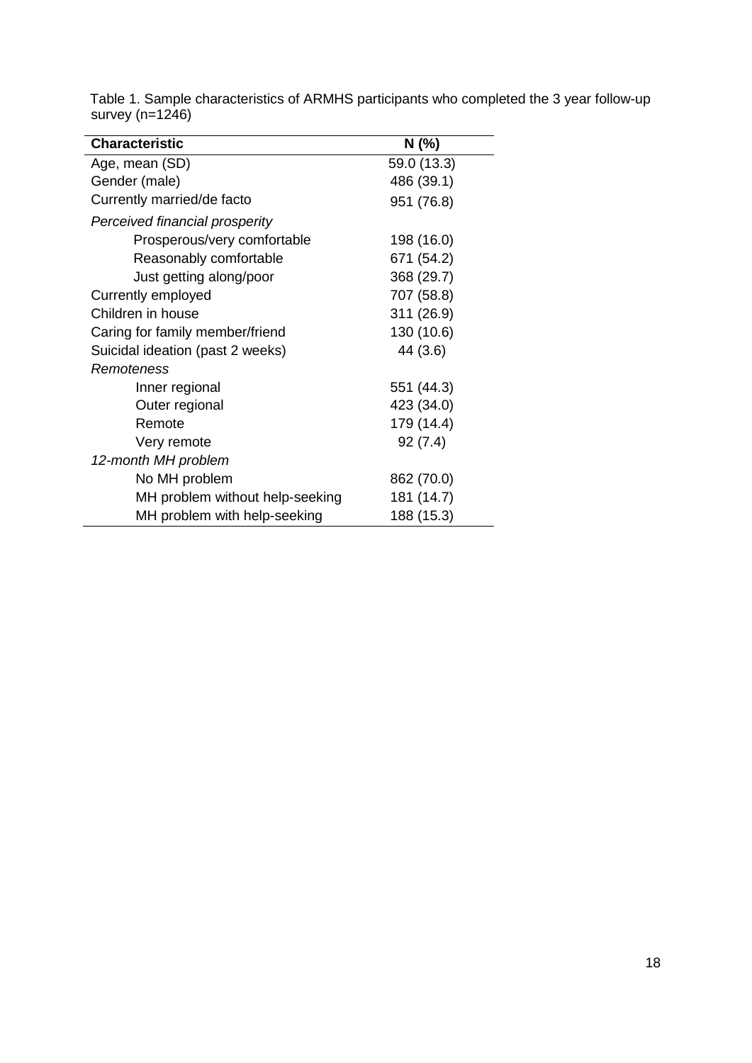Table 1. Sample characteristics of ARMHS participants who completed the 3 year follow-up survey (n=1246)

| **Characteristic** | **N (%)** |
|---|---|
| Age, mean (SD) | 59.0 (13.3) |
| Gender (male) | 486 (39.1) |
| Currently married/de facto | 951 (76.8) |
| *Perceived financial prosperity* | |
| Prosperous/very comfortable | 198 (16.0) |
| Reasonably comfortable | 671 (54.2) |
| Just getting along/poor | 368 (29.7) |
| Currently employed | 707 (58.8) |
| Children in house | 311 (26.9) |
| Caring for family member/friend | 130 (10.6) |
| Suicidal ideation (past 2 weeks) | 44 (3.6) |
| *Remoteness* | |
| Inner regional | 551 (44.3) |
| Outer regional | 423 (34.0) |
| Remote | 179 (14.4) |
| Very remote | 92 (7.4) |
| *12-month MH problem* | |
| No MH problem | 862 (70.0) |
| MH problem without help-seeking | 181 (14.7) |
| MH problem with help-seeking | 188 (15.3) |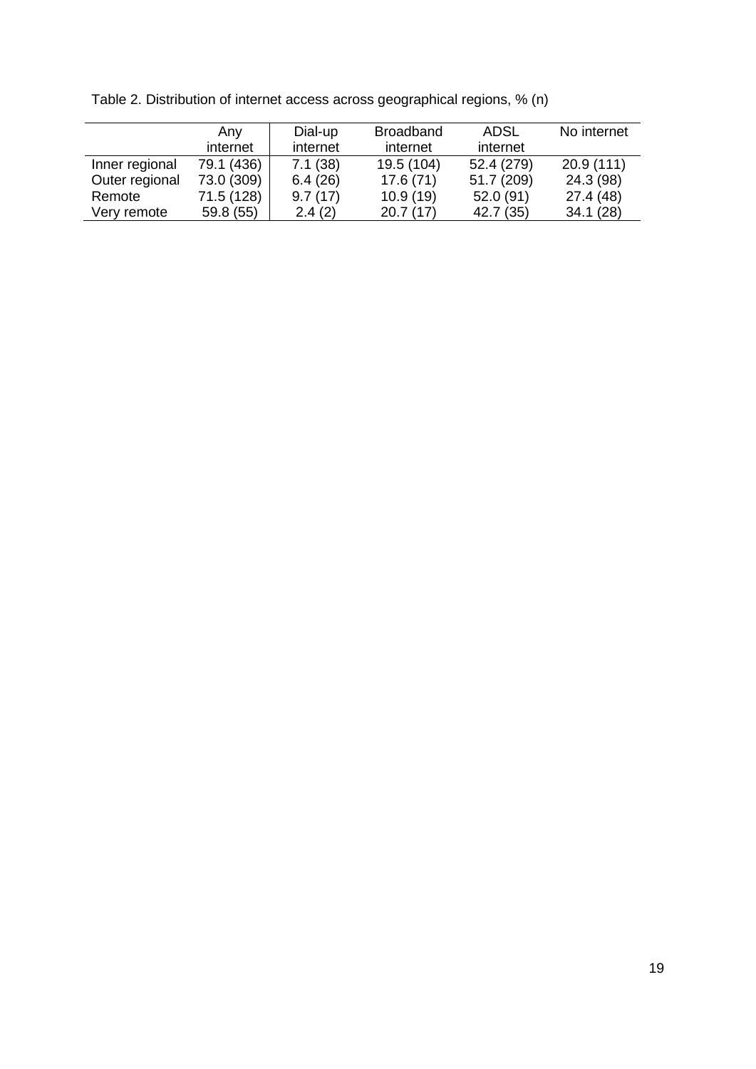Table 2. Distribution of internet access across geographical regions, % (n)

| | Any internet | Dial-up internet | Broadband internet | ADSL internet | No internet |
|---|---|---|---|---|---|
| Inner regional | 79.1 (436) | 7.1 (38) | 19.5 (104) | 52.4 (279) | 20.9 (111) |
| Outer regional | 73.0 (309) | 6.4 (26) | 17.6 (71) | 51.7 (209) | 24.3 (98) |
| Remote | 71.5 (128) | 9.7 (17) | 10.9 (19) | 52.0 (91) | 27.4 (48) |
| Very remote | 59.8 (55) | 2.4 (2) | 20.7 (17) | 42.7 (35) | 34.1 (28) |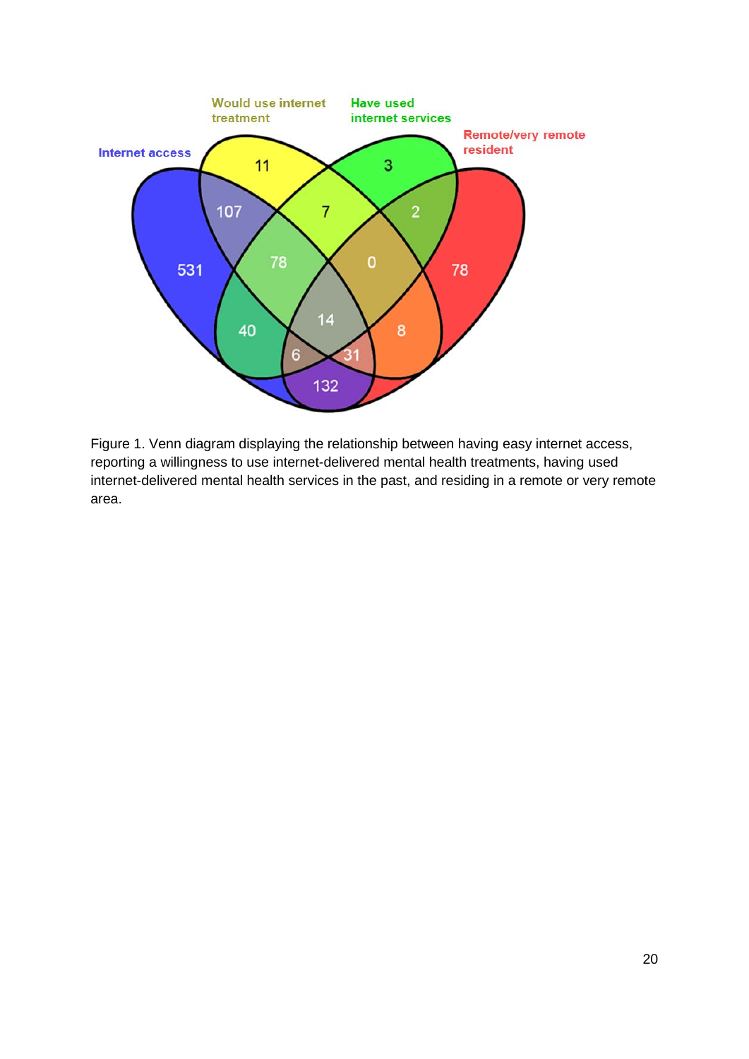Figure 1. Venn diagram displaying the relationship between having easy internet access, reporting a willingness to use internet-delivered mental health treatments, having used internet-delivered mental health services in the past, and residing in a remote or very remote area.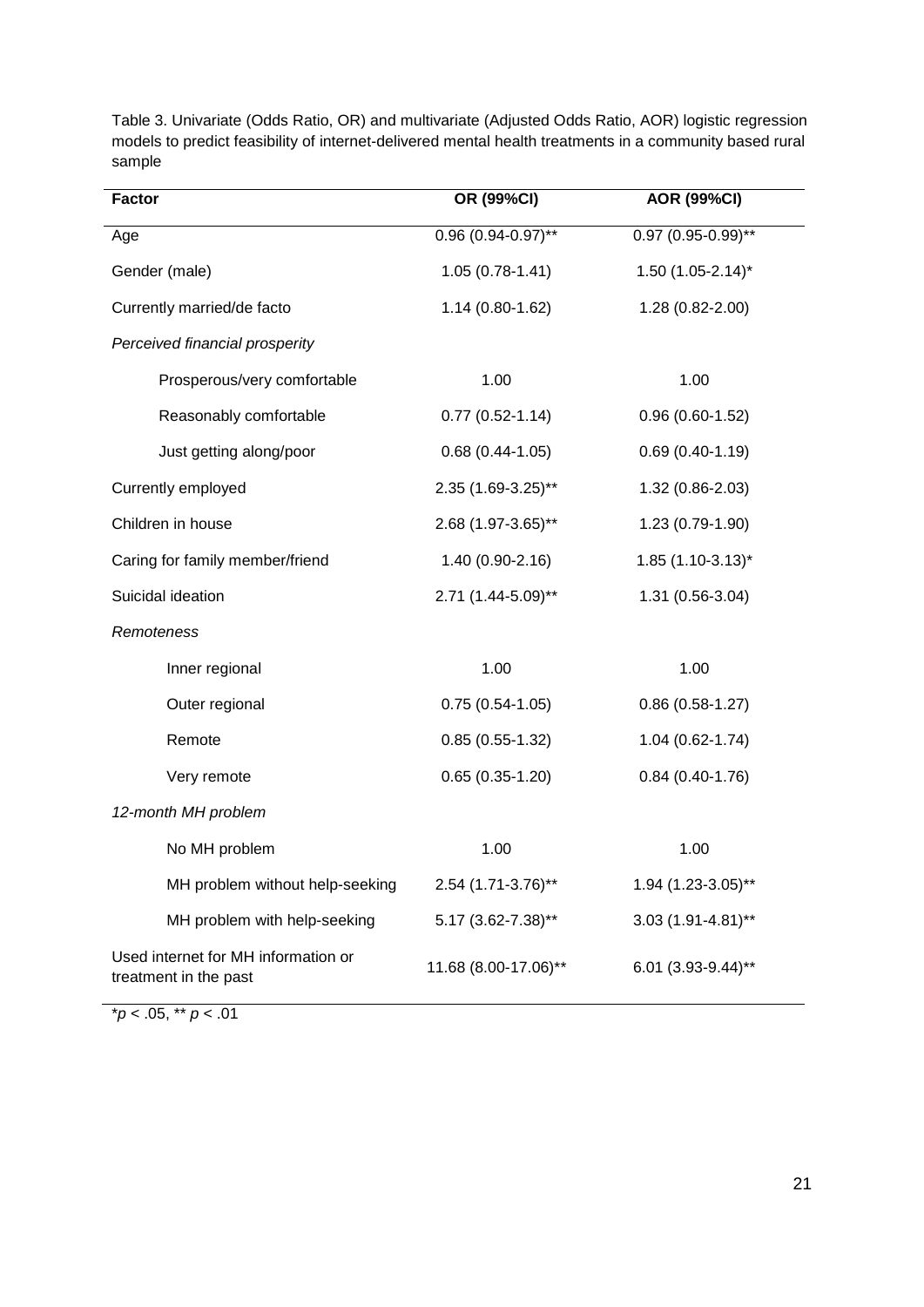Table 3. Univariate (Odds Ratio, OR) and multivariate (Adjusted Odds Ratio, AOR) logistic regression models to predict feasibility of internet-delivered mental health treatments in a community based rural sample

| Factor | OR (99%CI) | AOR (99%CI) |
|---|---|---|
| Age | 0.96 (0.94-0.97)** | 0.97 (0.95-0.99)** |
| Gender (male) | 1.05 (0.78-1.41) | 1.50 (1.05-2.14)* |
| Currently married/de facto | 1.14 (0.80-1.62) | 1.28 (0.82-2.00) |
| *Perceived financial prosperity* | | |
| Prosperous/very comfortable | 1.00 | 1.00 |
| Reasonably comfortable | 0.77 (0.52-1.14) | 0.96 (0.60-1.52) |
| Just getting along/poor | 0.68 (0.44-1.05) | 0.69 (0.40-1.19) |
| Currently employed | 2.35 (1.69-3.25)** | 1.32 (0.86-2.03) |
| Children in house | 2.68 (1.97-3.65)** | 1.23 (0.79-1.90) |
| Caring for family member/friend | 1.40 (0.90-2.16) | 1.85 (1.10-3.13)* |
| Suicidal ideation | 2.71 (1.44-5.09)** | 1.31 (0.56-3.04) |
| *Remoteness* | | |
| Inner regional | 1.00 | 1.00 |
| Outer regional | 0.75 (0.54-1.05) | 0.86 (0.58-1.27) |
| Remote | 0.85 (0.55-1.32) | 1.04 (0.62-1.74) |
| Very remote | 0.65 (0.35-1.20) | 0.84 (0.40-1.76) |
| *12-month MH problem* | | |
| No MH problem | 1.00 | 1.00 |
| MH problem without help-seeking | 2.54 (1.71-3.76)** | 1.94 (1.23-3.05)** |
| MH problem with help-seeking | 5.17 (3.62-7.38)** | 3.03 (1.91-4.81)** |
| Used internet for MH information or treatment in the past | 11.68 (8.00-17.06)** | 6.01 (3.93-9.44)** |

*$p < .05$, ** $p < .01$